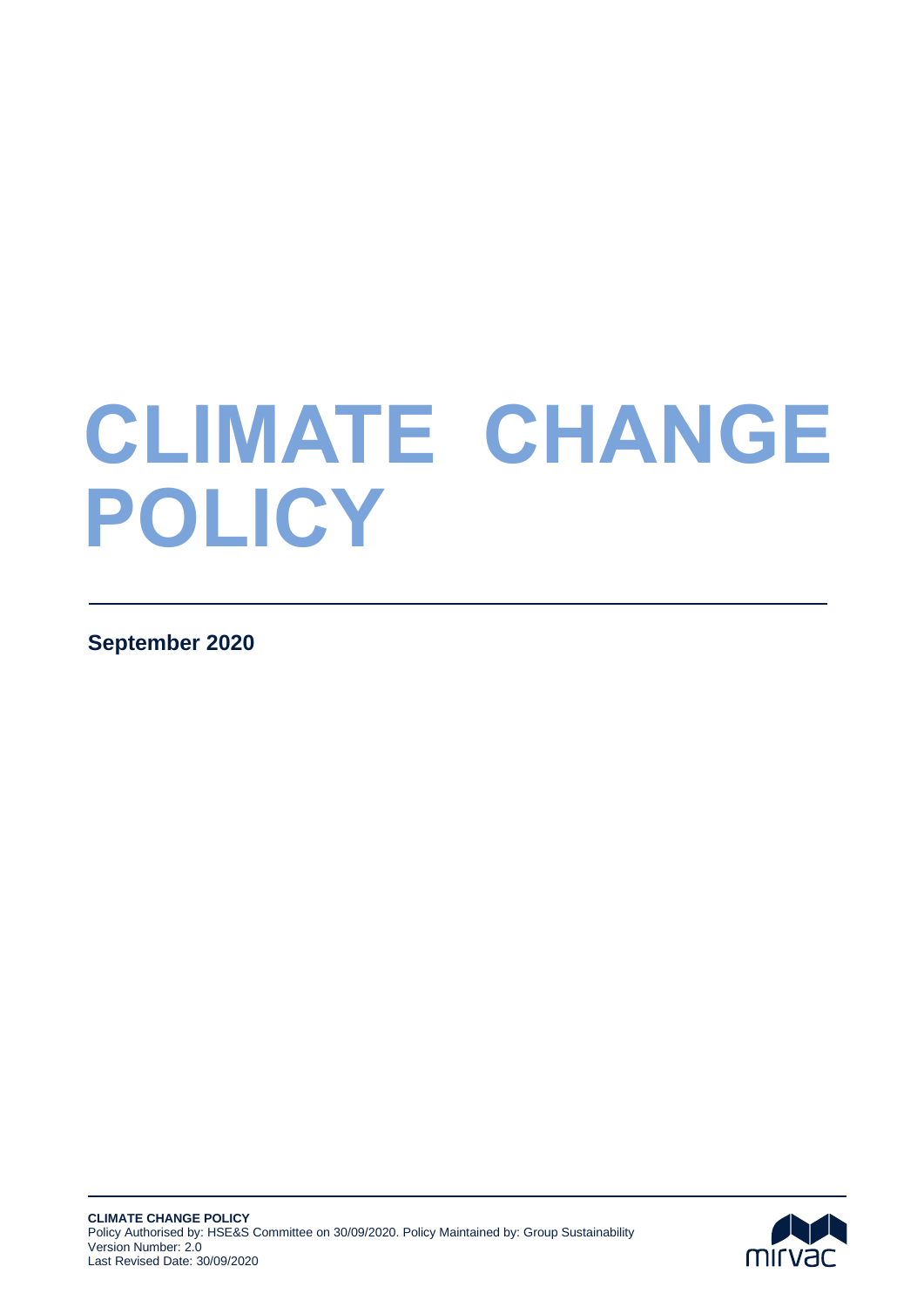# CLIMATE CHANGE POLICY

**September 2020**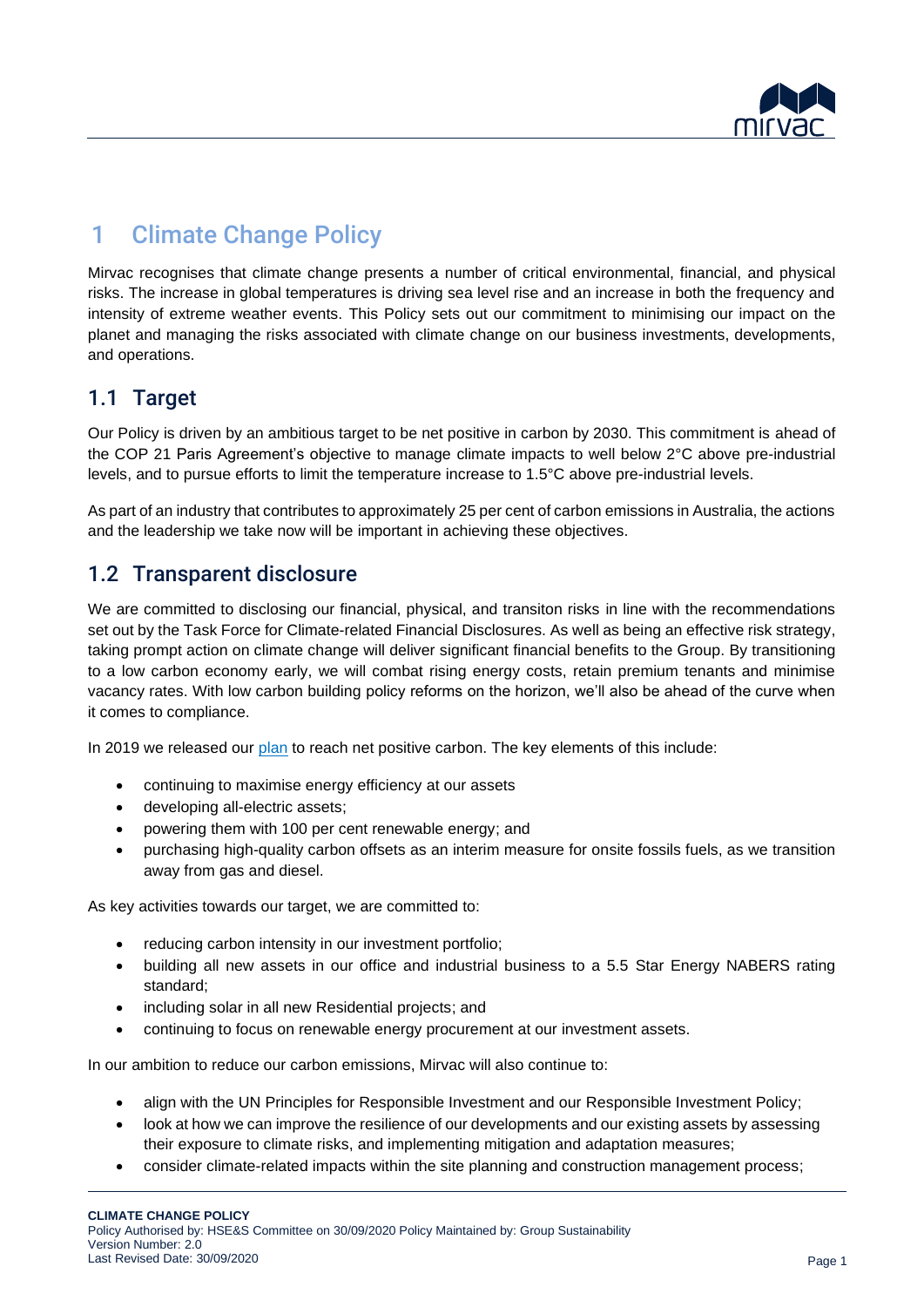# 1 Climate Change Policy

Mirvac recognises that climate change presents a number of critical environmental, financial, and physical risks. The increase in global temperatures is driving sea level rise and an increase in both the frequency and intensity of extreme weather events. This Policy sets out our commitment to minimising our impact on the planet and managing the risks associated with climate change on our business investments, developments, and operations.

## 1.1 Target

Our Policy is driven by an ambitious target to be net positive in carbon by 2030. This commitment is ahead of the COP 21 Paris Agreement's objective to manage climate impacts to well below 2°C above pre-industrial levels, and to pursue efforts to limit the temperature increase to 1.5°C above pre-industrial levels.

As part of an industry that contributes to approximately 25 per cent of carbon emissions in Australia, the actions and the leadership we take now will be important in achieving these objectives.

## 1.2 Transparent disclosure

We are committed to disclosing our financial, physical, and transiton risks in line with the recommendations set out by the Task Force for Climate-related Financial Disclosures. As well as being an effective risk strategy, taking prompt action on climate change will deliver significant financial benefits to the Group. By transitioning to a low carbon economy early, we will combat rising energy costs, retain premium tenants and minimise vacancy rates. With low carbon building policy reforms on the horizon, we'll also be ahead of the curve when it comes to compliance.

In 2019 we released our plan to reach net positive carbon. The key elements of this include:

- continuing to maximise energy efficiency at our assets
- developing all-electric assets;
- powering them with 100 per cent renewable energy; and
- purchasing high-quality carbon offsets as an interim measure for onsite fossils fuels, as we transition away from gas and diesel.

As key activities towards our target, we are committed to:

- reducing carbon intensity in our investment portfolio;
- building all new assets in our office and industrial business to a 5.5 Star Energy NABERS rating standard;
- including solar in all new Residential projects; and
- continuing to focus on renewable energy procurement at our investment assets.

In our ambition to reduce our carbon emissions, Mirvac will also continue to:

- align with the UN Principles for Responsible Investment and our Responsible Investment Policy;
- look at how we can improve the resilience of our developments and our existing assets by assessing their exposure to climate risks, and implementing mitigation and adaptation measures;
- consider climate-related impacts within the site planning and construction management process;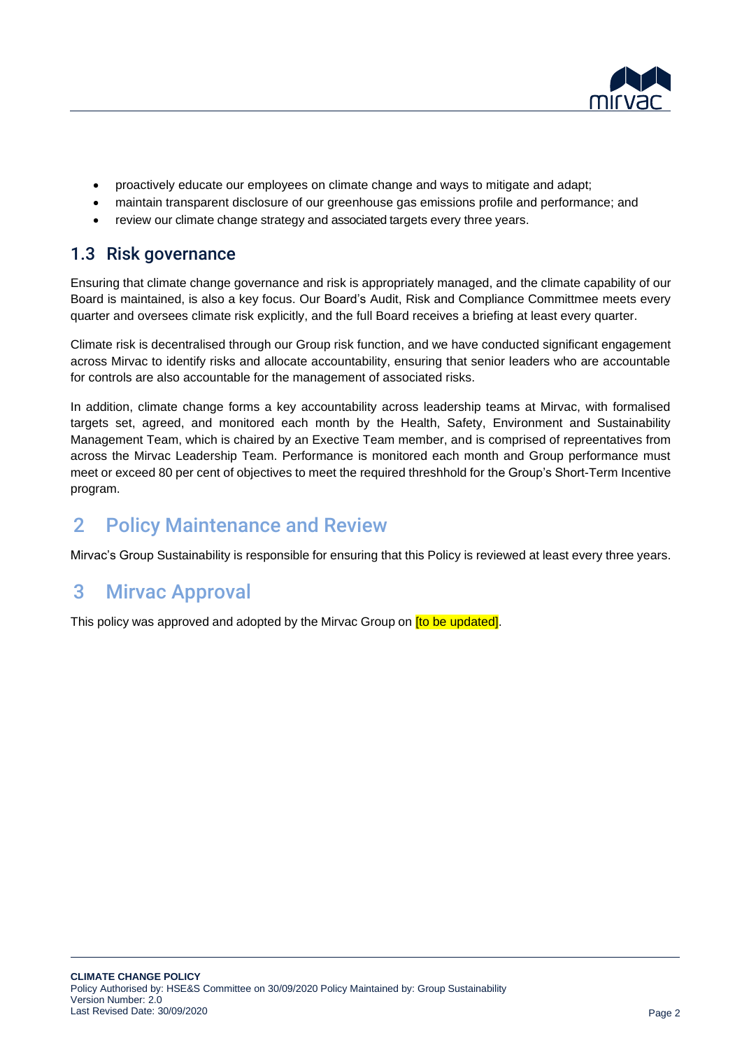- proactively educate our employees on climate change and ways to mitigate and adapt;
- maintain transparent disclosure of our greenhouse gas emissions profile and performance; and
- review our climate change strategy and associated targets every three years.

## 1.3 Risk governance

Ensuring that climate change governance and risk is appropriately managed, and the climate capability of our Board is maintained, is also a key focus. Our Board's Audit, Risk and Compliance Committmee meets every quarter and oversees climate risk explicitly, and the full Board receives a briefing at least every quarter.

Climate risk is decentralised through our Group risk function, and we have conducted significant engagement across Mirvac to identify risks and allocate accountability, ensuring that senior leaders who are accountable for controls are also accountable for the management of associated risks.

In addition, climate change forms a key accountability across leadership teams at Mirvac, with formalised targets set, agreed, and monitored each month by the Health, Safety, Environment and Sustainability Management Team, which is chaired by an Exective Team member, and is comprised of repreentatives from across the Mirvac Leadership Team. Performance is monitored each month and Group performance must meet or exceed 80 per cent of objectives to meet the required threshhold for the Group's Short-Term Incentive program.

# 2 Policy Maintenance and Review

Mirvac's Group Sustainability is responsible for ensuring that this Policy is reviewed at least every three years.

# 3 Mirvac Approval

This policy was approved and adopted by the Mirvac Group on [to be updated].

**CLIMATE CHANGE POLICY**
Policy Authorised by: HSE&S Committee on 30/09/2020 Policy Maintained by: Group Sustainability
Version Number: 2.0
Last Revised Date: 30/09/2020